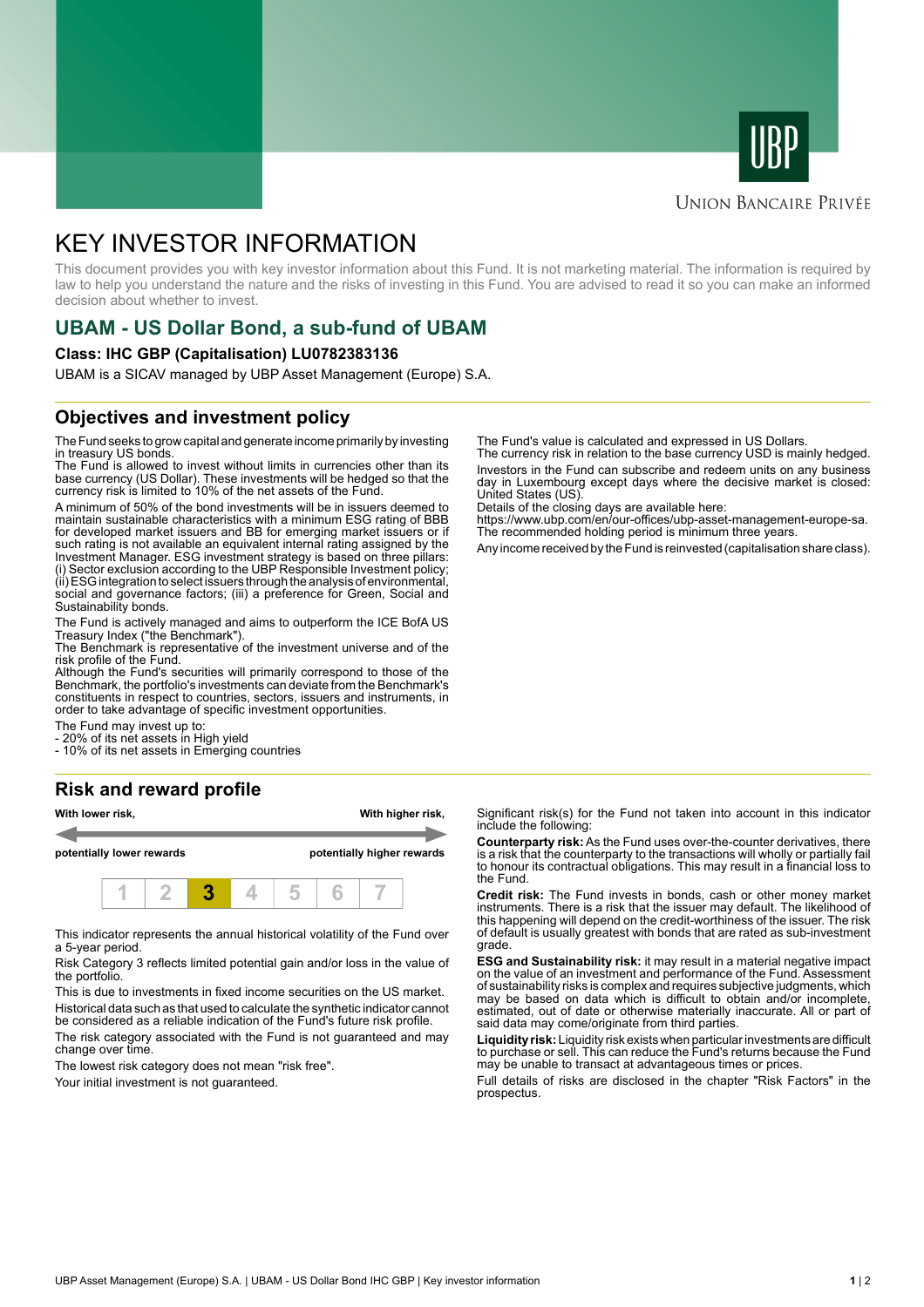UBP

Union Bancaire Privée

# KEY INVESTOR INFORMATION

This document provides you with key investor information about this Fund. It is not marketing material. The information is required by law to help you understand the nature and the risks of investing in this Fund. You are advised to read it so you can make an informed decision about whether to invest.

## UBAM - US Dollar Bond, a sub-fund of UBAM

**Class: IHC GBP (Capitalisation) LU0782383136**

UBAM is a SICAV managed by UBP Asset Management (Europe) S.A.

## Objectives and investment policy

The Fund seeks to grow capital and generate income primarily by investing in treasury US bonds.
The Fund is allowed to invest without limits in currencies other than its base currency (US Dollar). These investments will be hedged so that the currency risk is limited to 10% of the net assets of the Fund.

A minimum of 50% of the bond investments will be in issuers deemed to maintain sustainable characteristics with a minimum ESG rating of BBB for developed market issuers and BB for emerging market issuers or if such rating is not available an equivalent internal rating assigned by the Investment Manager. ESG investment strategy is based on three pillars: (i) Sector exclusion according to the UBP Responsible Investment policy; (ii) ESG integration to select issuers through the analysis of environmental, social and governance factors; (iii) a preference for Green, Social and Sustainability bonds.

The Fund is actively managed and aims to outperform the ICE BofA US Treasury Index ("the Benchmark").
The Benchmark is representative of the investment universe and of the risk profile of the Fund.
Although the Fund's securities will primarily correspond to those of the Benchmark, the portfolio's investments can deviate from the Benchmark's constituents in respect to countries, sectors, issuers and instruments, in order to take advantage of specific investment opportunities.

The Fund may invest up to:
- 20% of its net assets in High yield
- 10% of its net assets in Emerging countries

The Fund's value is calculated and expressed in US Dollars.
The currency risk in relation to the base currency USD is mainly hedged.

Investors in the Fund can subscribe and redeem units on any business day in Luxembourg except days where the decisive market is closed: United States (US).
Details of the closing days are available here:
https://www.ubp.com/en/our-offices/ubp-asset-management-europe-sa.
The recommended holding period is minimum three years.

Any income received by the Fund is reinvested (capitalisation share class).

## Risk and reward profile

| **With lower risk,** | | | | | | **With higher risk,** |
|---|---|---|---|---|---|---|
| **potentially lower rewards** | | | | | | **potentially higher rewards** |
| 1 | 2 | **3** | 4 | 5 | 6 | 7 |

This indicator represents the annual historical volatility of the Fund over a 5-year period.

Risk Category 3 reflects limited potential gain and/or loss in the value of the portfolio.

This is due to investments in fixed income securities on the US market.

Historical data such as that used to calculate the synthetic indicator cannot be considered as a reliable indication of the Fund's future risk profile.

The risk category associated with the Fund is not guaranteed and may change over time.

The lowest risk category does not mean "risk free".

Your initial investment is not guaranteed.

Significant risk(s) for the Fund not taken into account in this indicator include the following:

**Counterparty risk:** As the Fund uses over-the-counter derivatives, there is a risk that the counterparty to the transactions will wholly or partially fail to honour its contractual obligations. This may result in a financial loss to the Fund.

**Credit risk:** The Fund invests in bonds, cash or other money market instruments. There is a risk that the issuer may default. The likelihood of this happening will depend on the credit-worthiness of the issuer. The risk of default is usually greatest with bonds that are rated as sub-investment grade.

**ESG and Sustainability risk:** it may result in a material negative impact on the value of an investment and performance of the Fund. Assessment of sustainability risks is complex and requires subjective judgments, which may be based on data which is difficult to obtain and/or incomplete, estimated, out of date or otherwise materially inaccurate. All or part of said data may come/originate from third parties.

**Liquidity risk:** Liquidity risk exists when particular investments are difficult to purchase or sell. This can reduce the Fund's returns because the Fund may be unable to transact at advantageous times or prices.

Full details of risks are disclosed in the chapter "Risk Factors" in the prospectus.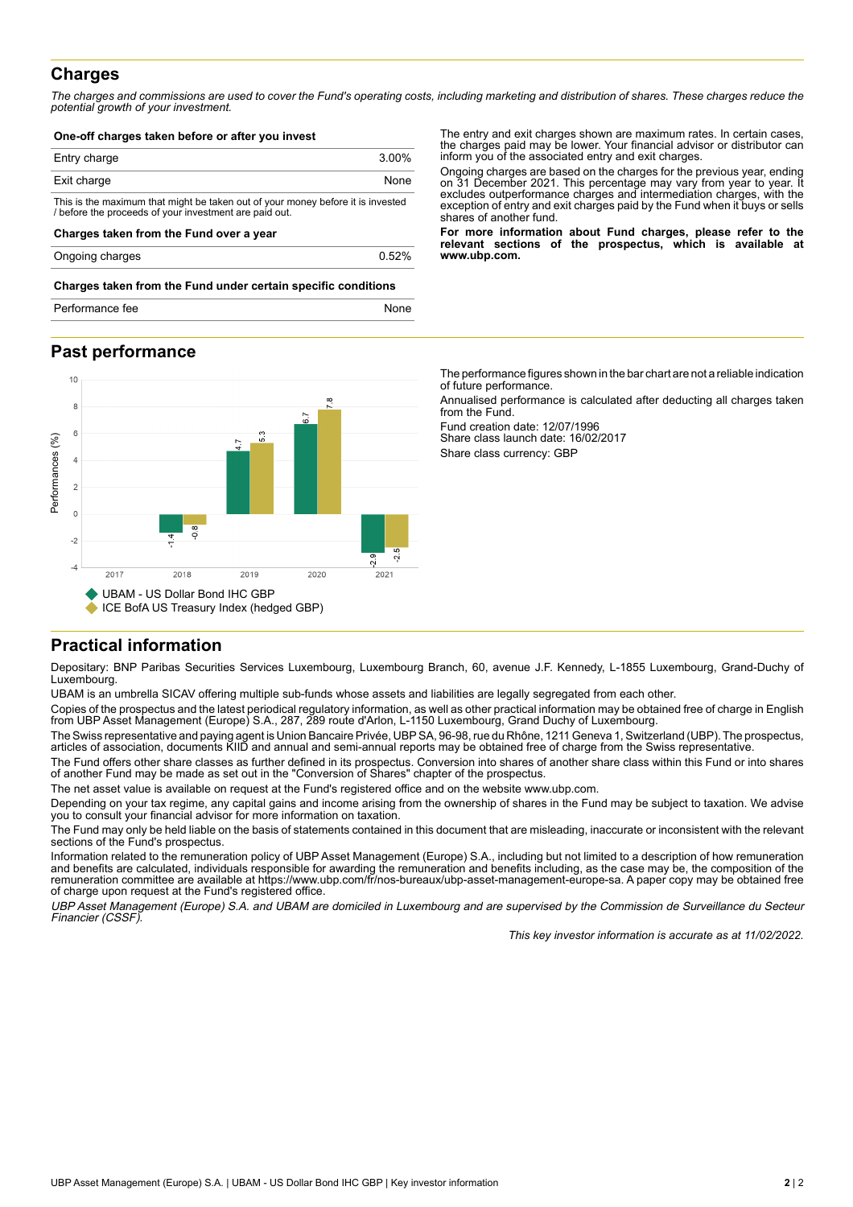## Charges

*The charges and commissions are used to cover the Fund's operating costs, including marketing and distribution of shares. These charges reduce the potential growth of your investment.*

| One-off charges taken before or after you invest | |
|---|---|
| Entry charge | 3.00% |
| Exit charge | None |

This is the maximum that might be taken out of your money before it is invested / before the proceeds of your investment are paid out.

| Charges taken from the Fund over a year | |
|---|---|
| Ongoing charges | 0.52% |

| Charges taken from the Fund under certain specific conditions | |
|---|---|
| Performance fee | None |

The entry and exit charges shown are maximum rates. In certain cases, the charges paid may be lower. Your financial advisor or distributor can inform you of the associated entry and exit charges.

Ongoing charges are based on the charges for the previous year, ending on 31 December 2021. This percentage may vary from year to year. It excludes outperformance charges and intermediation charges, with the exception of entry and exit charges paid by the Fund when it buys or sells shares of another fund.

**For more information about Fund charges, please refer to the relevant sections of the prospectus, which is available at www.ubp.com.**

## Past performance

Performances (%)

10
8
6
4
2
0
-2
-4

2017 2018 2019 2020 2021

-1.4 -0.8
4.7 5.3
6.7 7.8
-2.9 -2.5

UBAM - US Dollar Bond IHC GBP
ICE BofA US Treasury Index (hedged GBP)

The performance figures shown in the bar chart are not a reliable indication of future performance.

Annualised performance is calculated after deducting all charges taken from the Fund.

Fund creation date: 12/07/1996
Share class launch date: 16/02/2017
Share class currency: GBP

## Practical information

Depositary: BNP Paribas Securities Services Luxembourg, Luxembourg Branch, 60, avenue J.F. Kennedy, L-1855 Luxembourg, Grand-Duchy of Luxembourg.

UBAM is an umbrella SICAV offering multiple sub-funds whose assets and liabilities are legally segregated from each other.

Copies of the prospectus and the latest periodical regulatory information, as well as other practical information may be obtained free of charge in English from UBP Asset Management (Europe) S.A., 287, 289 route d'Arlon, L-1150 Luxembourg, Grand Duchy of Luxembourg.

The Swiss representative and paying agent is Union Bancaire Privée, UBP SA, 96-98, rue du Rhône, 1211 Geneva 1, Switzerland (UBP). The prospectus, articles of association, documents KIID and annual and semi-annual reports may be obtained free of charge from the Swiss representative.

The Fund offers other share classes as further defined in its prospectus. Conversion into shares of another share class within this Fund or into shares of another Fund may be made as set out in the "Conversion of Shares" chapter of the prospectus.

The net asset value is available on request at the Fund's registered office and on the website www.ubp.com.

Depending on your tax regime, any capital gains and income arising from the ownership of shares in the Fund may be subject to taxation. We advise you to consult your financial advisor for more information on taxation.

The Fund may only be held liable on the basis of statements contained in this document that are misleading, inaccurate or inconsistent with the relevant sections of the Fund's prospectus.

Information related to the remuneration policy of UBP Asset Management (Europe) S.A., including but not limited to a description of how remuneration and benefits are calculated, individuals responsible for awarding the remuneration and benefits including, as the case may be, the composition of the remuneration committee are available at https://www.ubp.com/fr/nos-bureaux/ubp-asset-management-europe-sa. A paper copy may be obtained free of charge upon request at the Fund's registered office.

*UBP Asset Management (Europe) S.A. and UBAM are domiciled in Luxembourg and are supervised by the Commission de Surveillance du Secteur Financier (CSSF).*

*This key investor information is accurate as at 11/02/2022.*